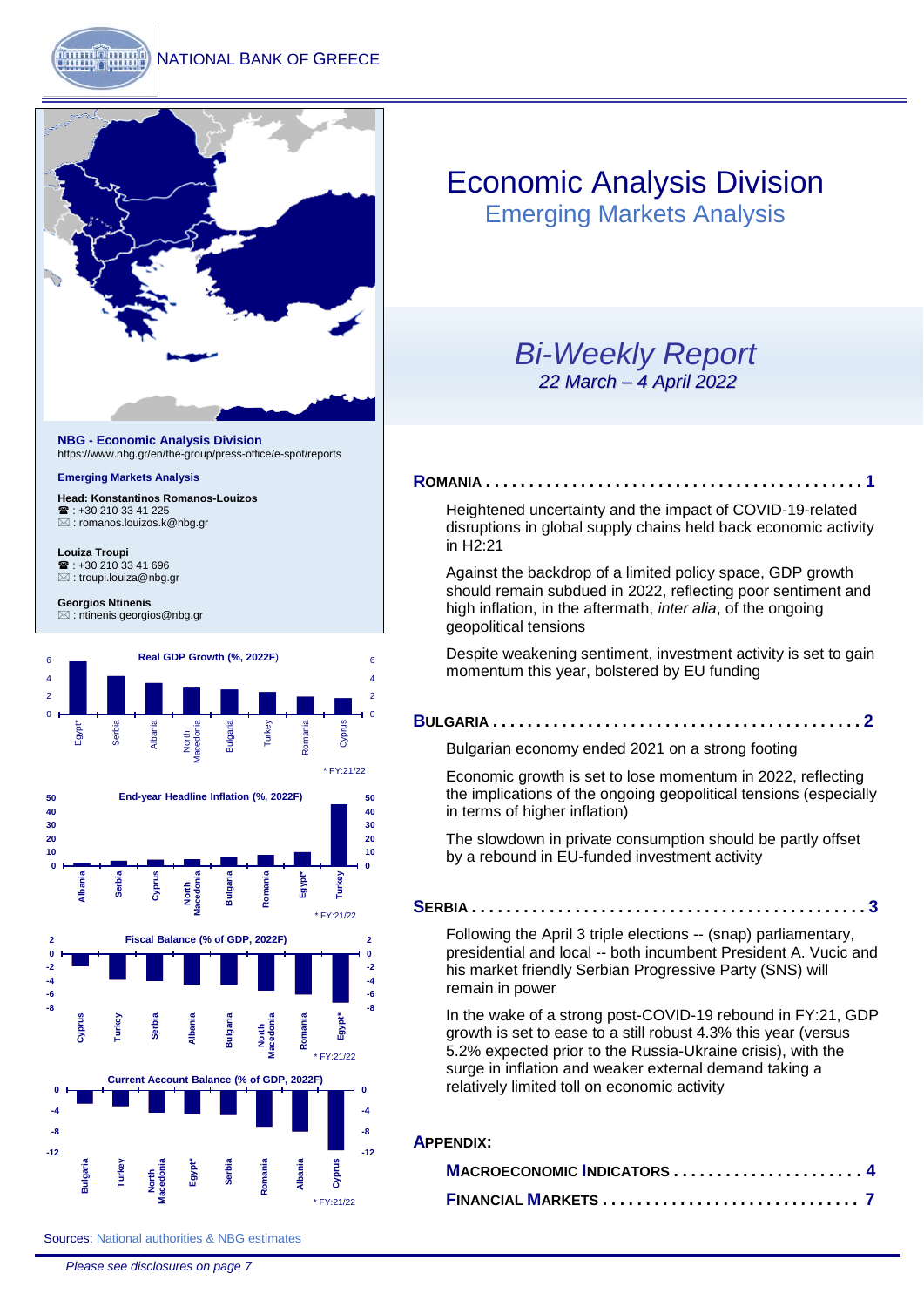NATIONAL BANK OF GREECE

# Economic Analysis Division

## Emerging Markets Analysis

## *Bi-Weekly Report*

*22 March – 4 April 2022*

**NBG - Economic Analysis Division**
https://www.nbg.gr/en/the-group/press-office/e-spot/reports

**Emerging Markets Analysis**

**Head: Konstantinos Romanos-Louizos**
☎ : +30 210 33 41 225
✉ : romanos.louizos.k@nbg.gr

**Louiza Troupi**
☎ : +30 210 33 41 696
✉ : troupi.louiza@nbg.gr

**Georgios Ntinenis**
✉ : ntinenis.georgios@nbg.gr

**Real GDP Growth (%, 2022F)**

Egypt*, Serbia, Albania, North Macedonia, Bulgaria, Turkey, Romania, Cyprus

\* FY:21/22

**End-year Headline Inflation (%, 2022F)**

Albania, Serbia, Cyprus, North Macedonia, Bulgaria, Romania, Egypt*, Turkey

\* FY:21/22

**Fiscal Balance (% of GDP, 2022F)**

Cyprus, Turkey, Serbia, Albania, Bulgaria, North Macedonia, Romania, Egypt*

\* FY:21/22

**Current Account Balance (% of GDP, 2022F)**

Bulgaria, Turkey, North Macedonia, Egypt*, Serbia, Romania, Albania, Cyprus

\* FY:21/22

Sources: National authorities & NBG estimates

**ROMANIA . . . . . . . . . . . . . . . . . . . . . . . . . . . . . . . . . . . . . . . . . . . . 1**

Heightened uncertainty and the impact of COVID-19-related disruptions in global supply chains held back economic activity in H2:21

Against the backdrop of a limited policy space, GDP growth should remain subdued in 2022, reflecting poor sentiment and high inflation, in the aftermath, *inter alia*, of the ongoing geopolitical tensions

Despite weakening sentiment, investment activity is set to gain momentum this year, bolstered by EU funding

**BULGARIA . . . . . . . . . . . . . . . . . . . . . . . . . . . . . . . . . . . . . . . . . . . 2**

Bulgarian economy ended 2021 on a strong footing

Economic growth is set to lose momentum in 2022, reflecting the implications of the ongoing geopolitical tensions (especially in terms of higher inflation)

The slowdown in private consumption should be partly offset by a rebound in EU-funded investment activity

**SERBIA . . . . . . . . . . . . . . . . . . . . . . . . . . . . . . . . . . . . . . . . . . . . . . 3**

Following the April 3 triple elections -- (snap) parliamentary, presidential and local -- both incumbent President A. Vucic and his market friendly Serbian Progressive Party (SNS) will remain in power

In the wake of a strong post-COVID-19 rebound in FY:21, GDP growth is set to ease to a still robust 4.3% this year (versus 5.2% expected prior to the Russia-Ukraine crisis), with the surge in inflation and weaker external demand taking a relatively limited toll on economic activity

**APPENDIX:**

**MACROECONOMIC INDICATORS . . . . . . . . . . . . . . . . . . . . . 4**

**FINANCIAL MARKETS . . . . . . . . . . . . . . . . . . . . . . . . . . . . . 7**

*Please see disclosures on page 7*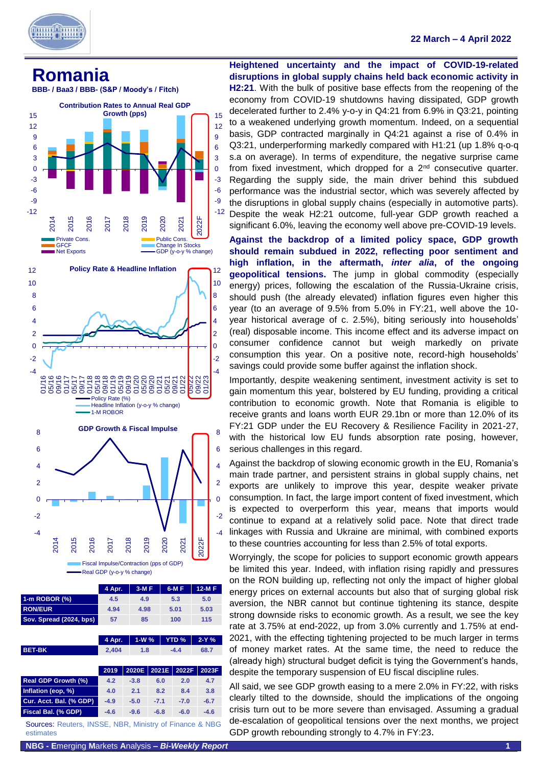# Romania

**BBB- / Baa3 / BBB- (S&P / Moody's / Fitch)**

**Heightened uncertainty and the impact of COVID-19-related disruptions in global supply chains held back economic activity in H2:21**. With the bulk of positive base effects from the reopening of the economy from COVID-19 shutdowns having dissipated, GDP growth decelerated further to 2.4% y-o-y in Q4:21 from 6.9% in Q3:21, pointing to a weakened underlying growth momentum. Indeed, on a sequential basis, GDP contracted marginally in Q4:21 against a rise of 0.4% in Q3:21, underperforming markedly compared with H1:21 (up 1.8% q-o-q s.a on average). In terms of expenditure, the negative surprise came from fixed investment, which dropped for a 2nd consecutive quarter. Regarding the supply side, the main driver behind this subdued performance was the industrial sector, which was severely affected by the disruptions in global supply chains (especially in automotive parts). Despite the weak H2:21 outcome, full-year GDP growth reached a significant 6.0%, leaving the economy well above pre-COVID-19 levels.

**Against the backdrop of a limited policy space, GDP growth should remain subdued in 2022, reflecting poor sentiment and high inflation, in the aftermath, *inter alia*, of the ongoing geopolitical tensions.** The jump in global commodity (especially energy) prices, following the escalation of the Russia-Ukraine crisis, should push (the already elevated) inflation figures even higher this year (to an average of 9.5% from 5.0% in FY:21, well above the 10-year historical average of c. 2.5%), biting seriously into households' (real) disposable income. This income effect and its adverse impact on consumer confidence cannot but weigh markedly on private consumption this year. On a positive note, record-high households' savings could provide some buffer against the inflation shock.

Importantly, despite weakening sentiment, investment activity is set to gain momentum this year, bolstered by EU funding, providing a critical contribution to economic growth. Note that Romania is eligible to receive grants and loans worth EUR 29.1bn or more than 12.0% of its FY:21 GDP under the EU Recovery & Resilience Facility in 2021-27, with the historical low EU funds absorption rate posing, however, serious challenges in this regard.

Against the backdrop of slowing economic growth in the EU, Romania's main trade partner, and persistent strains in global supply chains, net exports are unlikely to improve this year, despite weaker private consumption. In fact, the large import content of fixed investment, which is expected to overperform this year, means that imports would continue to expand at a relatively solid pace. Note that direct trade linkages with Russia and Ukraine are minimal, with combined exports to these countries accounting for less than 2.5% of total exports.

Worryingly, the scope for policies to support economic growth appears be limited this year. Indeed, with inflation rising rapidly and pressures on the RON building up, reflecting not only the impact of higher global energy prices on external accounts but also that of surging global risk aversion, the NBR cannot but continue tightening its stance, despite strong downside risks to economic growth. As a result, we see the key rate at 3.75% at end-2022, up from 3.0% currently and 1.75% at end-2021, with the effecting tightening projected to be much larger in terms of money market rates. At the same time, the need to reduce the (already high) structural budget deficit is tying the Government's hands, despite the temporary suspension of EU fiscal discipline rules.

All said, we see GDP growth easing to a mere 2.0% in FY:22, with risks clearly tilted to the downside, should the implications of the ongoing crisis turn out to be more severe than envisaged. Assuming a gradual de-escalation of geopolitical tensions over the next months, we project GDP growth rebounding strongly to 4.7% in FY:23.

| | 4 Apr. | 3-M F | 6-M F | 12-M F |
|---|---|---|---|---|
| 1-m ROBOR (%) | 4.5 | 4.9 | 5.3 | 5.0 |
| RON/EUR | 4.94 | 4.98 | 5.01 | 5.03 |
| Sov. Spread (2024, bps) | 57 | 85 | 100 | 115 |

| | 4 Apr. | 1-W % | YTD % | 2-Y % |
|---|---|---|---|---|
| BET-BK | 2,404 | 1.8 | -4.4 | 68.7 |

| | 2019 | 2020E | 2021E | 2022F | 2023F |
|---|---|---|---|---|---|
| Real GDP Growth (%) | 4.2 | -3.8 | 6.0 | 2.0 | 4.7 |
| Inflation (eop, %) | 4.0 | 2.1 | 8.2 | 8.4 | 3.8 |
| Cur. Acct. Bal. (% GDP) | -4.9 | -5.0 | -7.1 | -7.0 | -6.7 |
| Fiscal Bal. (% GDP) | -4.6 | -9.6 | -6.8 | -6.0 | -4.6 |

Sources: Reuters, INSSE, NBR, Ministry of Finance & NBG estimates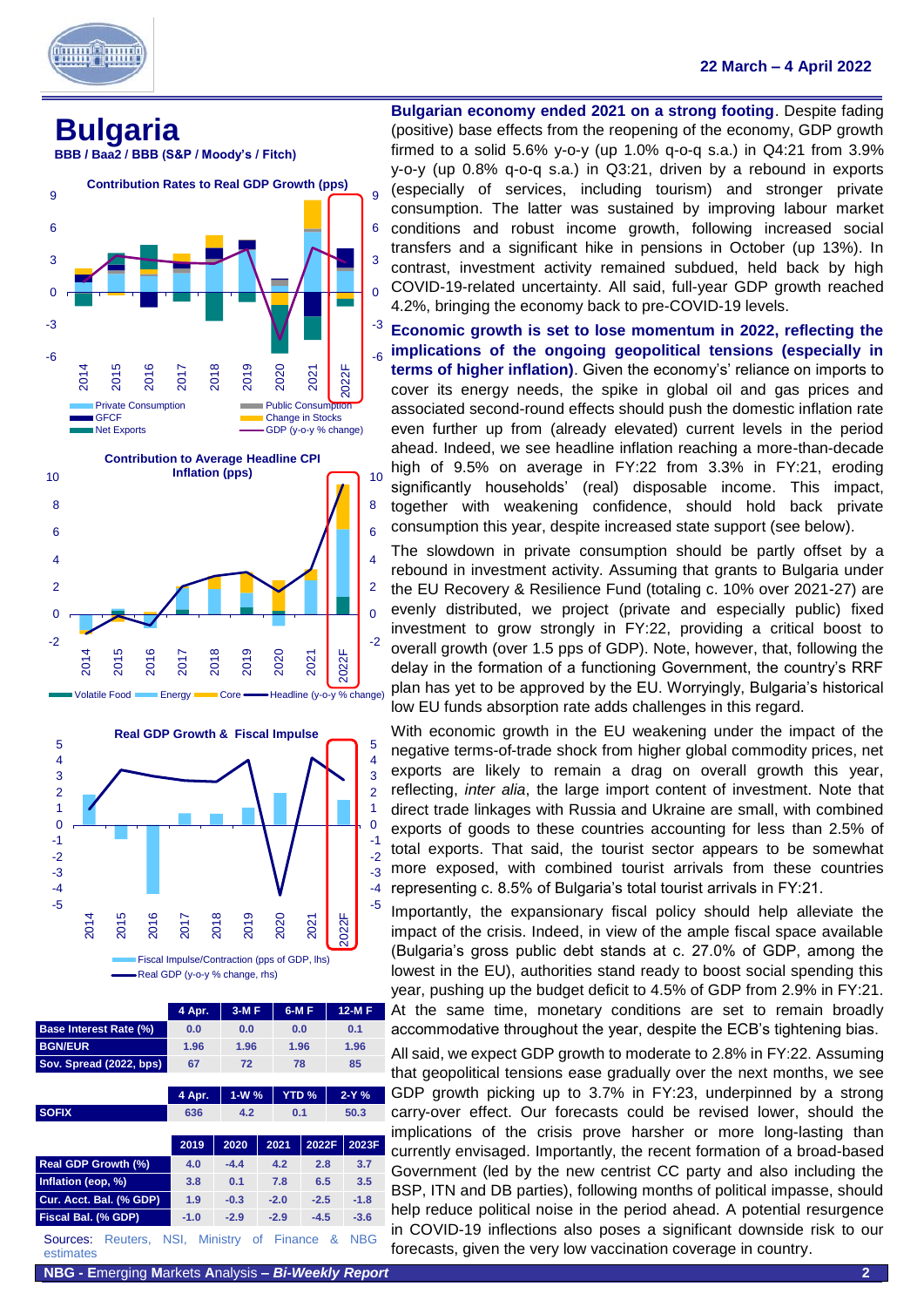# Bulgaria

**BBB / Baa2 / BBB (S&P / Moody's / Fitch)**

**Contribution Rates to Real GDP Growth (pps)**

Private Consumption, Public Consumption, GFCF, Change in Stocks, Net Exports, GDP (y-o-y % change)

**Contribution to Average Headline CPI Inflation (pps)**

Volatile Food, Energy, Core, Headline (y-o-y % change)

**Real GDP Growth & Fiscal Impulse**

Fiscal Impulse/Contraction (pps of GDP, lhs)
Real GDP (y-o-y % change, rhs)

| | 4 Apr. | 3-M F | 6-M F | 12-M F |
|---|---|---|---|---|
| Base Interest Rate (%) | 0.0 | 0.0 | 0.0 | 0.1 |
| BGN/EUR | 1.96 | 1.96 | 1.96 | 1.96 |
| Sov. Spread (2022, bps) | 67 | 72 | 78 | 85 |

| | 4 Apr. | 1-W % | YTD % | 2-Y % |
|---|---|---|---|---|
| SOFIX | 636 | 4.2 | 0.1 | 50.3 |

| | 2019 | 2020 | 2021 | 2022F | 2023F |
|---|---|---|---|---|---|
| Real GDP Growth (%) | 4.0 | -4.4 | 4.2 | 2.8 | 3.7 |
| Inflation (eop, %) | 3.8 | 0.1 | 7.8 | 6.5 | 3.5 |
| Cur. Acct. Bal. (% GDP) | 1.9 | -0.3 | -2.0 | -2.5 | -1.8 |
| Fiscal Bal. (% GDP) | -1.0 | -2.9 | -2.9 | -4.5 | -3.6 |

Sources: Reuters, NSI, Ministry of Finance & NBG estimates

**Bulgarian economy ended 2021 on a strong footing**. Despite fading (positive) base effects from the reopening of the economy, GDP growth firmed to a solid 5.6% y-o-y (up 1.0% q-o-q s.a.) in Q4:21 from 3.9% y-o-y (up 0.8% q-o-q s.a.) in Q3:21, driven by a rebound in exports (especially of services, including tourism) and stronger private consumption. The latter was sustained by improving labour market conditions and robust income growth, following increased social transfers and a significant hike in pensions in October (up 13%). In contrast, investment activity remained subdued, held back by high COVID-19-related uncertainty. All said, full-year GDP growth reached 4.2%, bringing the economy back to pre-COVID-19 levels.

**Economic growth is set to lose momentum in 2022, reflecting the implications of the ongoing geopolitical tensions (especially in terms of higher inflation)**. Given the economy's' reliance on imports to cover its energy needs, the spike in global oil and gas prices and associated second-round effects should push the domestic inflation rate even further up from (already elevated) current levels in the period ahead. Indeed, we see headline inflation reaching a more-than-decade high of 9.5% on average in FY:22 from 3.3% in FY:21, eroding significantly households' (real) disposable income. This impact, together with weakening confidence, should hold back private consumption this year, despite increased state support (see below).

The slowdown in private consumption should be partly offset by a rebound in investment activity. Assuming that grants to Bulgaria under the EU Recovery & Resilience Fund (totaling c. 10% over 2021-27) are evenly distributed, we project (private and especially public) fixed investment to grow strongly in FY:22, providing a critical boost to overall growth (over 1.5 pps of GDP). Note, however, that, following the delay in the formation of a functioning Government, the country's RRF plan has yet to be approved by the EU. Worryingly, Bulgaria's historical low EU funds absorption rate adds challenges in this regard.

With economic growth in the EU weakening under the impact of the negative terms-of-trade shock from higher global commodity prices, net exports are likely to remain a drag on overall growth this year, reflecting, *inter alia*, the large import content of investment. Note that direct trade linkages with Russia and Ukraine are small, with combined exports of goods to these countries accounting for less than 2.5% of total exports. That said, the tourist sector appears to be somewhat more exposed, with combined tourist arrivals from these countries representing c. 8.5% of Bulgaria's total tourist arrivals in FY:21.

Importantly, the expansionary fiscal policy should help alleviate the impact of the crisis. Indeed, in view of the ample fiscal space available (Bulgaria's gross public debt stands at c. 27.0% of GDP, among the lowest in the EU), authorities stand ready to boost social spending this year, pushing up the budget deficit to 4.5% of GDP from 2.9% in FY:21. At the same time, monetary conditions are set to remain broadly accommodative throughout the year, despite the ECB's tightening bias.

All said, we expect GDP growth to moderate to 2.8% in FY:22. Assuming that geopolitical tensions ease gradually over the next months, we see GDP growth picking up to 3.7% in FY:23, underpinned by a strong carry-over effect. Our forecasts could be revised lower, should the implications of the crisis prove harsher or more long-lasting than currently envisaged. Importantly, the recent formation of a broad-based Government (led by the new centrist CC party and also including the BSP, ITN and DB parties), following months of political impasse, should help reduce political noise in the period ahead. A potential resurgence in COVID-19 infections also poses a significant downside risk to our forecasts, given the very low vaccination coverage in country.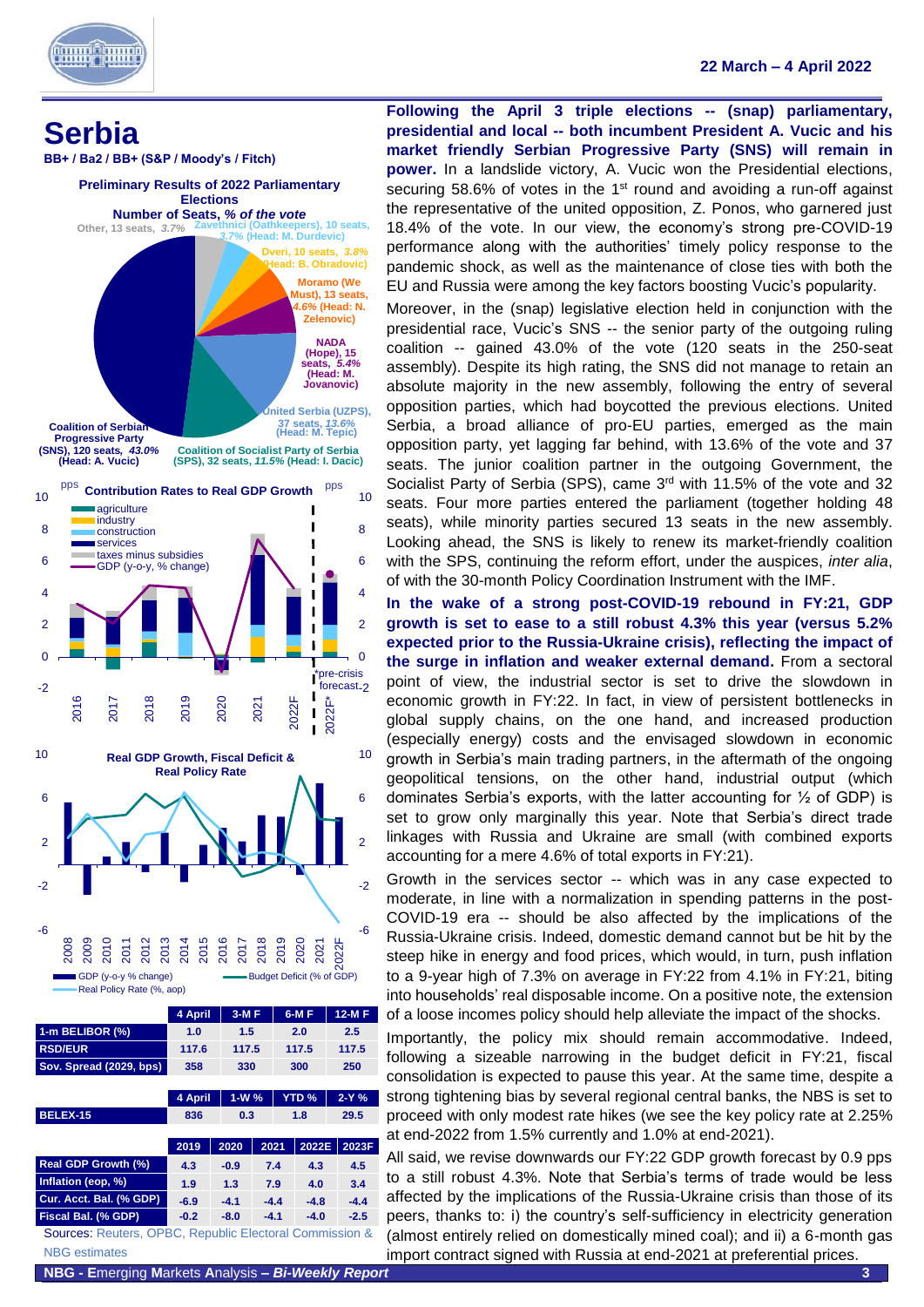# Serbia

**BB+ / Ba2 / BB+ (S&P / Moody's / Fitch)**

**Preliminary Results of 2022 Parliamentary Elections**
**Number of Seats, *% of the vote***

Other, 13 seats, *3.7%*; Zavethnici (Oathkeepers), 10 seats, *3.7%* (Head: M. Durdevic); Dveri, 10 seats, *3.8%* (Head: B. Obradovic); Moramo (We Must), 13 seats, *4.6%* (Head: N. Zelenovic); NADA (Hope), 15 seats, *5.4%* (Head: M. Jovanovic); United Serbia (UZPS), 37 seats, *13.6%* (Head: M. Tepic); Coalition of Socialist Party of Serbia (SPS), 32 seats, *11.5%* (Head: I. Dacic); Coalition of Serbian Progressive Party (SNS), 120 seats, *43.0%* (Head: A. Vucic)

**Contribution Rates to Real GDP Growth**

**Real GDP Growth, Fiscal Deficit & Real Policy Rate**

| | 4 April | 3-M F | 6-M F | 12-M F |
|---|---|---|---|---|
| 1-m BELIBOR (%) | 1.0 | 1.5 | 2.0 | 2.5 |
| RSD/EUR | 117.6 | 117.5 | 117.5 | 117.5 |
| Sov. Spread (2029, bps) | 358 | 330 | 300 | 250 |

| | 4 April | 1-W % | YTD % | 2-Y % |
|---|---|---|---|---|
| BELEX-15 | 836 | 0.3 | 1.8 | 29.5 |

| | 2019 | 2020 | 2021 | 2022E | 2023F |
|---|---|---|---|---|---|
| Real GDP Growth (%) | 4.3 | -0.9 | 7.4 | 4.3 | 4.5 |
| Inflation (eop, %) | 1.9 | 1.3 | 7.9 | 4.0 | 3.4 |
| Cur. Acct. Bal. (% GDP) | -6.9 | -4.1 | -4.4 | -4.8 | -4.4 |
| Fiscal Bal. (% GDP) | -0.2 | -8.0 | -4.1 | -4.0 | -2.5 |

Sources: Reuters, OPBC, Republic Electoral Commission & NBG estimates

**Following the April 3 triple elections -- (snap) parliamentary, presidential and local -- both incumbent President A. Vucic and his market friendly Serbian Progressive Party (SNS) will remain in power.** In a landslide victory, A. Vucic won the Presidential elections, securing 58.6% of votes in the 1st round and avoiding a run-off against the representative of the united opposition, Z. Ponos, who garnered just 18.4% of the vote. In our view, the economy's strong pre-COVID-19 performance along with the authorities' timely policy response to the pandemic shock, as well as the maintenance of close ties with both the EU and Russia were among the key factors boosting Vucic's popularity.

Moreover, in the (snap) legislative election held in conjunction with the presidential race, Vucic's SNS -- the senior party of the outgoing ruling coalition -- gained 43.0% of the vote (120 seats in the 250-seat assembly). Despite its high rating, the SNS did not manage to retain an absolute majority in the new assembly, following the entry of several opposition parties, which had boycotted the previous elections. United Serbia, a broad alliance of pro-EU parties, emerged as the main opposition party, yet lagging far behind, with 13.6% of the vote and 37 seats. The junior coalition partner in the outgoing Government, the Socialist Party of Serbia (SPS), came 3rd with 11.5% of the vote and 32 seats. Four more parties entered the parliament (together holding 48 seats), while minority parties secured 13 seats in the new assembly. Looking ahead, the SNS is likely to renew its market-friendly coalition with the SPS, continuing the reform effort, under the auspices, *inter alia*, of with the 30-month Policy Coordination Instrument with the IMF.

**In the wake of a strong post-COVID-19 rebound in FY:21, GDP growth is set to ease to a still robust 4.3% this year (versus 5.2% expected prior to the Russia-Ukraine crisis), reflecting the impact of the surge in inflation and weaker external demand.** From a sectoral point of view, the industrial sector is set to drive the slowdown in economic growth in FY:22. In fact, in view of persistent bottlenecks in global supply chains, on the one hand, and increased production (especially energy) costs and the envisaged slowdown in economic growth in Serbia's main trading partners, in the aftermath of the ongoing geopolitical tensions, on the other hand, industrial output (which dominates Serbia's exports, with the latter accounting for ½ of GDP) is set to grow only marginally this year. Note that Serbia's direct trade linkages with Russia and Ukraine are small (with combined exports accounting for a mere 4.6% of total exports in FY:21).

Growth in the services sector -- which was in any case expected to moderate, in line with a normalization in spending patterns in the post-COVID-19 era -- should be also affected by the implications of the Russia-Ukraine crisis. Indeed, domestic demand cannot but be hit by the steep hike in energy and food prices, which would, in turn, push inflation to a 9-year high of 7.3% on average in FY:22 from 4.1% in FY:21, biting into households' real disposable income. On a positive note, the extension of a loose incomes policy should help alleviate the impact of the shocks.

Importantly, the policy mix should remain accommodative. Indeed, following a sizeable narrowing in the budget deficit in FY:21, fiscal consolidation is expected to pause this year. At the same time, despite a strong tightening bias by several regional central banks, the NBS is set to proceed with only modest rate hikes (we see the key policy rate at 2.25% at end-2022 from 1.5% currently and 1.0% at end-2021).

All said, we revise downwards our FY:22 GDP growth forecast by 0.9 pps to a still robust 4.3%. Note that Serbia's terms of trade would be less affected by the implications of the Russia-Ukraine crisis than those of its peers, thanks to: i) the country's self-sufficiency in electricity generation (almost entirely relied on domestically mined coal); and ii) a 6-month gas import contract signed with Russia at end-2021 at preferential prices.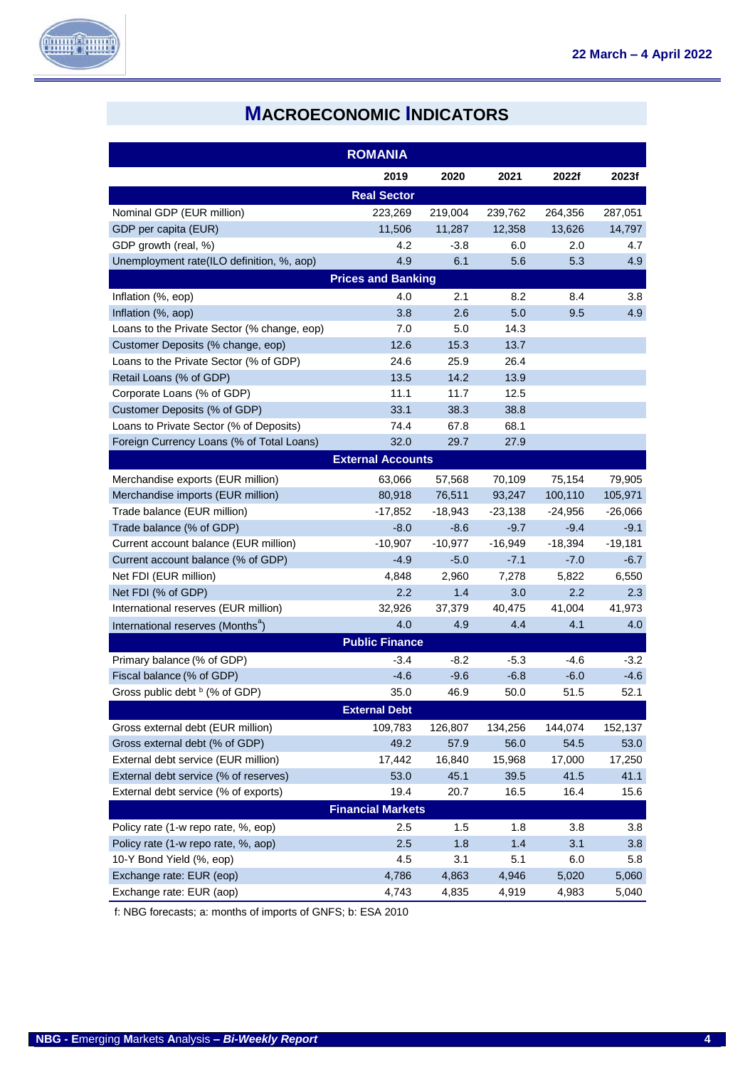# MACROECONOMIC INDICATORS

| ROMANIA | 2019 | 2020 | 2021 | 2022f | 2023f |
|---|---|---|---|---|---|
| **Real Sector** | | | | | |
| Nominal GDP (EUR million) | 223,269 | 219,004 | 239,762 | 264,356 | 287,051 |
| GDP per capita (EUR) | 11,506 | 11,287 | 12,358 | 13,626 | 14,797 |
| GDP growth (real, %) | 4.2 | -3.8 | 6.0 | 2.0 | 4.7 |
| Unemployment rate(ILO definition, %, aop) | 4.9 | 6.1 | 5.6 | 5.3 | 4.9 |
| **Prices and Banking** | | | | | |
| Inflation (%, eop) | 4.0 | 2.1 | 8.2 | 8.4 | 3.8 |
| Inflation (%, aop) | 3.8 | 2.6 | 5.0 | 9.5 | 4.9 |
| Loans to the Private Sector (% change, eop) | 7.0 | 5.0 | 14.3 | | |
| Customer Deposits (% change, eop) | 12.6 | 15.3 | 13.7 | | |
| Loans to the Private Sector (% of GDP) | 24.6 | 25.9 | 26.4 | | |
| Retail Loans (% of GDP) | 13.5 | 14.2 | 13.9 | | |
| Corporate Loans (% of GDP) | 11.1 | 11.7 | 12.5 | | |
| Customer Deposits (% of GDP) | 33.1 | 38.3 | 38.8 | | |
| Loans to Private Sector (% of Deposits) | 74.4 | 67.8 | 68.1 | | |
| Foreign Currency Loans (% of Total Loans) | 32.0 | 29.7 | 27.9 | | |
| **External Accounts** | | | | | |
| Merchandise exports (EUR million) | 63,066 | 57,568 | 70,109 | 75,154 | 79,905 |
| Merchandise imports (EUR million) | 80,918 | 76,511 | 93,247 | 100,110 | 105,971 |
| Trade balance (EUR million) | -17,852 | -18,943 | -23,138 | -24,956 | -26,066 |
| Trade balance (% of GDP) | -8.0 | -8.6 | -9.7 | -9.4 | -9.1 |
| Current account balance (EUR million) | -10,907 | -10,977 | -16,949 | -18,394 | -19,181 |
| Current account balance (% of GDP) | -4.9 | -5.0 | -7.1 | -7.0 | -6.7 |
| Net FDI (EUR million) | 4,848 | 2,960 | 7,278 | 5,822 | 6,550 |
| Net FDI (% of GDP) | 2.2 | 1.4 | 3.0 | 2.2 | 2.3 |
| International reserves (EUR million) | 32,926 | 37,379 | 40,475 | 41,004 | 41,973 |
| International reserves (Months[a]) | 4.0 | 4.9 | 4.4 | 4.1 | 4.0 |
| **Public Finance** | | | | | |
| Primary balance (% of GDP) | -3.4 | -8.2 | -5.3 | -4.6 | -3.2 |
| Fiscal balance (% of GDP) | -4.6 | -9.6 | -6.8 | -6.0 | -4.6 |
| Gross public debt [b] (% of GDP) | 35.0 | 46.9 | 50.0 | 51.5 | 52.1 |
| **External Debt** | | | | | |
| Gross external debt (EUR million) | 109,783 | 126,807 | 134,256 | 144,074 | 152,137 |
| Gross external debt (% of GDP) | 49.2 | 57.9 | 56.0 | 54.5 | 53.0 |
| External debt service (EUR million) | 17,442 | 16,840 | 15,968 | 17,000 | 17,250 |
| External debt service (% of reserves) | 53.0 | 45.1 | 39.5 | 41.5 | 41.1 |
| External debt service (% of exports) | 19.4 | 20.7 | 16.5 | 16.4 | 15.6 |
| **Financial Markets** | | | | | |
| Policy rate (1-w repo rate, %, eop) | 2.5 | 1.5 | 1.8 | 3.8 | 3.8 |
| Policy rate (1-w repo rate, %, aop) | 2.5 | 1.8 | 1.4 | 3.1 | 3.8 |
| 10-Y Bond Yield (%, eop) | 4.5 | 3.1 | 5.1 | 6.0 | 5.8 |
| Exchange rate: EUR (eop) | 4,786 | 4,863 | 4,946 | 5,020 | 5,060 |
| Exchange rate: EUR (aop) | 4,743 | 4,835 | 4,919 | 4,983 | 5,040 |

f: NBG forecasts; a: months of imports of GNFS; b: ESA 2010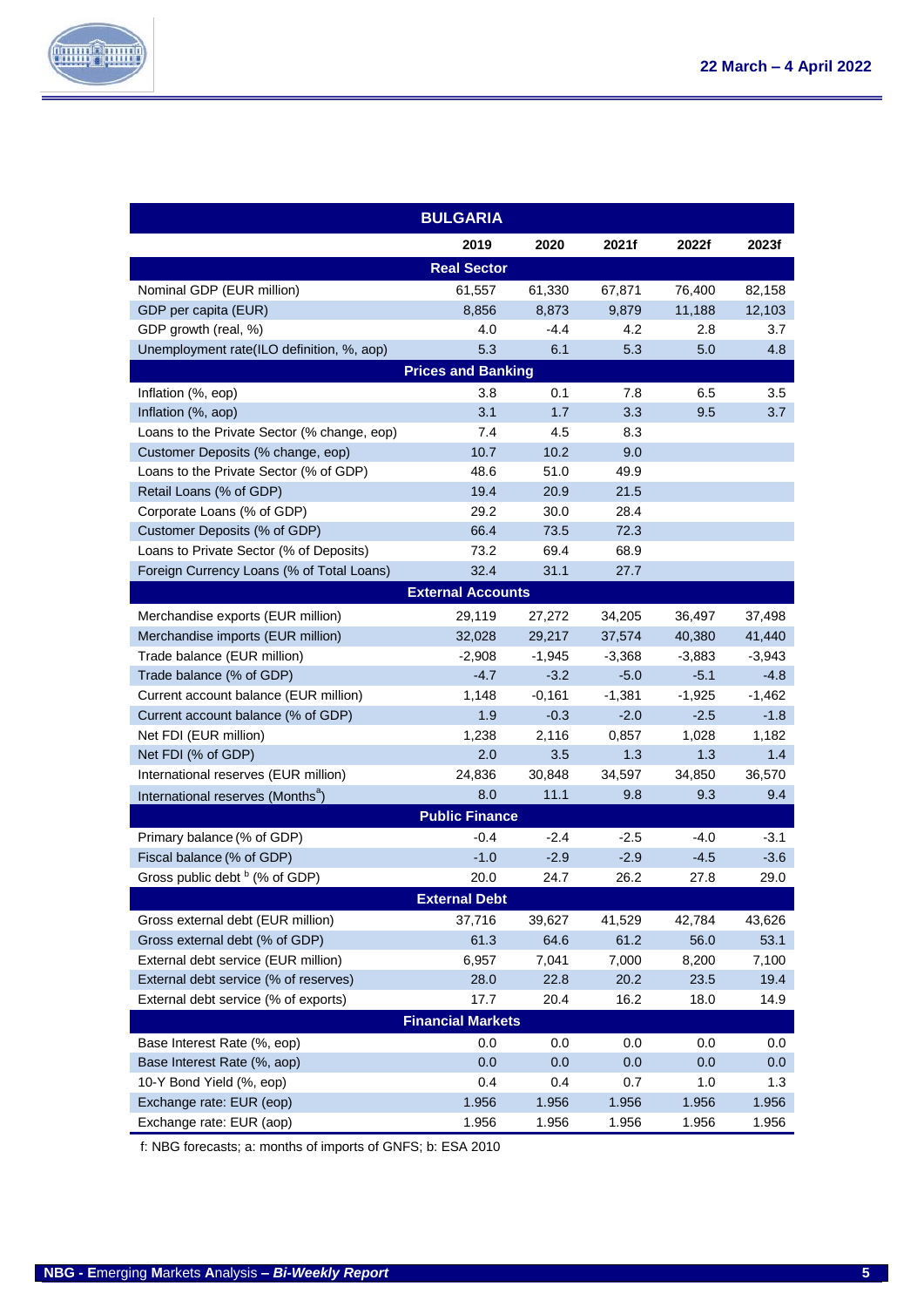| BULGARIA | | | | | |
|---|---|---|---|---|---|
| | 2019 | 2020 | 2021f | 2022f | 2023f |
| **Real Sector** | | | | | |
| Nominal GDP (EUR million) | 61,557 | 61,330 | 67,871 | 76,400 | 82,158 |
| GDP per capita (EUR) | 8,856 | 8,873 | 9,879 | 11,188 | 12,103 |
| GDP growth (real, %) | 4.0 | -4.4 | 4.2 | 2.8 | 3.7 |
| Unemployment rate(ILO definition, %, aop) | 5.3 | 6.1 | 5.3 | 5.0 | 4.8 |
| **Prices and Banking** | | | | | |
| Inflation (%, eop) | 3.8 | 0.1 | 7.8 | 6.5 | 3.5 |
| Inflation (%, aop) | 3.1 | 1.7 | 3.3 | 9.5 | 3.7 |
| Loans to the Private Sector (% change, eop) | 7.4 | 4.5 | 8.3 | | |
| Customer Deposits (% change, eop) | 10.7 | 10.2 | 9.0 | | |
| Loans to the Private Sector (% of GDP) | 48.6 | 51.0 | 49.9 | | |
| Retail Loans (% of GDP) | 19.4 | 20.9 | 21.5 | | |
| Corporate Loans (% of GDP) | 29.2 | 30.0 | 28.4 | | |
| Customer Deposits (% of GDP) | 66.4 | 73.5 | 72.3 | | |
| Loans to Private Sector (% of Deposits) | 73.2 | 69.4 | 68.9 | | |
| Foreign Currency Loans (% of Total Loans) | 32.4 | 31.1 | 27.7 | | |
| **External Accounts** | | | | | |
| Merchandise exports (EUR million) | 29,119 | 27,272 | 34,205 | 36,497 | 37,498 |
| Merchandise imports (EUR million) | 32,028 | 29,217 | 37,574 | 40,380 | 41,440 |
| Trade balance (EUR million) | -2,908 | -1,945 | -3,368 | -3,883 | -3,943 |
| Trade balance (% of GDP) | -4.7 | -3.2 | -5.0 | -5.1 | -4.8 |
| Current account balance (EUR million) | 1,148 | -0,161 | -1,381 | -1,925 | -1,462 |
| Current account balance (% of GDP) | 1.9 | -0.3 | -2.0 | -2.5 | -1.8 |
| Net FDI (EUR million) | 1,238 | 2,116 | 0,857 | 1,028 | 1,182 |
| Net FDI (% of GDP) | 2.0 | 3.5 | 1.3 | 1.3 | 1.4 |
| International reserves (EUR million) | 24,836 | 30,848 | 34,597 | 34,850 | 36,570 |
| International reserves (Months[a]) | 8.0 | 11.1 | 9.8 | 9.3 | 9.4 |
| **Public Finance** | | | | | |
| Primary balance (% of GDP) | -0.4 | -2.4 | -2.5 | -4.0 | -3.1 |
| Fiscal balance (% of GDP) | -1.0 | -2.9 | -2.9 | -4.5 | -3.6 |
| Gross public debt [b] (% of GDP) | 20.0 | 24.7 | 26.2 | 27.8 | 29.0 |
| **External Debt** | | | | | |
| Gross external debt (EUR million) | 37,716 | 39,627 | 41,529 | 42,784 | 43,626 |
| Gross external debt (% of GDP) | 61.3 | 64.6 | 61.2 | 56.0 | 53.1 |
| External debt service (EUR million) | 6,957 | 7,041 | 7,000 | 8,200 | 7,100 |
| External debt service (% of reserves) | 28.0 | 22.8 | 20.2 | 23.5 | 19.4 |
| External debt service (% of exports) | 17.7 | 20.4 | 16.2 | 18.0 | 14.9 |
| **Financial Markets** | | | | | |
| Base Interest Rate (%, eop) | 0.0 | 0.0 | 0.0 | 0.0 | 0.0 |
| Base Interest Rate (%, aop) | 0.0 | 0.0 | 0.0 | 0.0 | 0.0 |
| 10-Y Bond Yield (%, eop) | 0.4 | 0.4 | 0.7 | 1.0 | 1.3 |
| Exchange rate: EUR (eop) | 1.956 | 1.956 | 1.956 | 1.956 | 1.956 |
| Exchange rate: EUR (aop) | 1.956 | 1.956 | 1.956 | 1.956 | 1.956 |

f: NBG forecasts; a: months of imports of GNFS; b: ESA 2010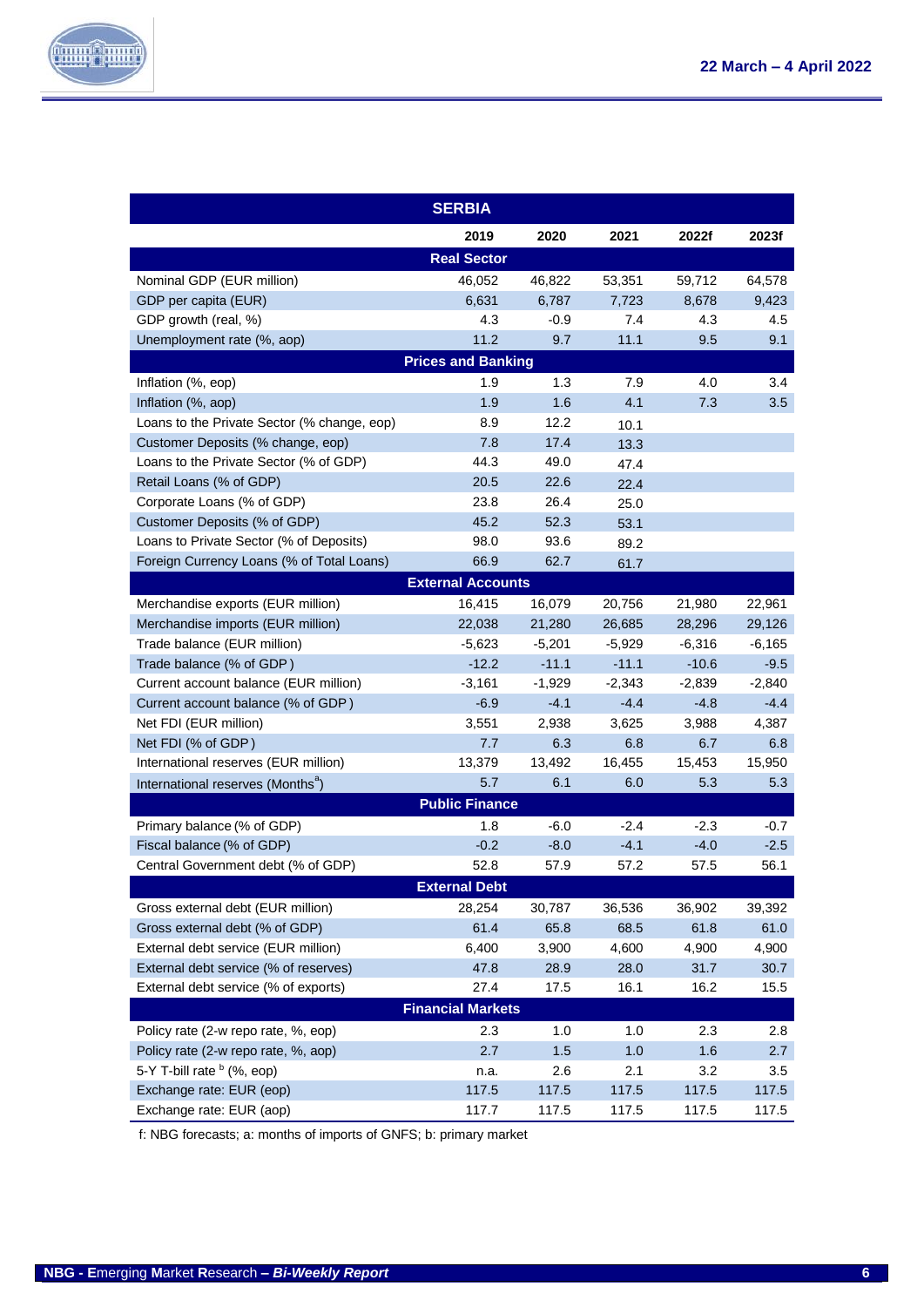| SERBIA | | | | | |
|---|---|---|---|---|---|
| | 2019 | 2020 | 2021 | 2022f | 2023f |
| **Real Sector** | | | | | |
| Nominal GDP (EUR million) | 46,052 | 46,822 | 53,351 | 59,712 | 64,578 |
| GDP per capita (EUR) | 6,631 | 6,787 | 7,723 | 8,678 | 9,423 |
| GDP growth (real, %) | 4.3 | -0.9 | 7.4 | 4.3 | 4.5 |
| Unemployment rate (%, aop) | 11.2 | 9.7 | 11.1 | 9.5 | 9.1 |
| **Prices and Banking** | | | | | |
| Inflation (%, eop) | 1.9 | 1.3 | 7.9 | 4.0 | 3.4 |
| Inflation (%, aop) | 1.9 | 1.6 | 4.1 | 7.3 | 3.5 |
| Loans to the Private Sector (% change, eop) | 8.9 | 12.2 | 10.1 | | |
| Customer Deposits (% change, eop) | 7.8 | 17.4 | 13.3 | | |
| Loans to the Private Sector (% of GDP) | 44.3 | 49.0 | 47.4 | | |
| Retail Loans (% of GDP) | 20.5 | 22.6 | 22.4 | | |
| Corporate Loans (% of GDP) | 23.8 | 26.4 | 25.0 | | |
| Customer Deposits (% of GDP) | 45.2 | 52.3 | 53.1 | | |
| Loans to Private Sector (% of Deposits) | 98.0 | 93.6 | 89.2 | | |
| Foreign Currency Loans (% of Total Loans) | 66.9 | 62.7 | 61.7 | | |
| **External Accounts** | | | | | |
| Merchandise exports (EUR million) | 16,415 | 16,079 | 20,756 | 21,980 | 22,961 |
| Merchandise imports (EUR million) | 22,038 | 21,280 | 26,685 | 28,296 | 29,126 |
| Trade balance (EUR million) | -5,623 | -5,201 | -5,929 | -6,316 | -6,165 |
| Trade balance (% of GDP) | -12.2 | -11.1 | -11.1 | -10.6 | -9.5 |
| Current account balance (EUR million) | -3,161 | -1,929 | -2,343 | -2,839 | -2,840 |
| Current account balance (% of GDP) | -6.9 | -4.1 | -4.4 | -4.8 | -4.4 |
| Net FDI (EUR million) | 3,551 | 2,938 | 3,625 | 3,988 | 4,387 |
| Net FDI (% of GDP) | 7.7 | 6.3 | 6.8 | 6.7 | 6.8 |
| International reserves (EUR million) | 13,379 | 13,492 | 16,455 | 15,453 | 15,950 |
| International reserves (Months[a]) | 5.7 | 6.1 | 6.0 | 5.3 | 5.3 |
| **Public Finance** | | | | | |
| Primary balance (% of GDP) | 1.8 | -6.0 | -2.4 | -2.3 | -0.7 |
| Fiscal balance (% of GDP) | -0.2 | -8.0 | -4.1 | -4.0 | -2.5 |
| Central Government debt (% of GDP) | 52.8 | 57.9 | 57.2 | 57.5 | 56.1 |
| **External Debt** | | | | | |
| Gross external debt (EUR million) | 28,254 | 30,787 | 36,536 | 36,902 | 39,392 |
| Gross external debt (% of GDP) | 61.4 | 65.8 | 68.5 | 61.8 | 61.0 |
| External debt service (EUR million) | 6,400 | 3,900 | 4,600 | 4,900 | 4,900 |
| External debt service (% of reserves) | 47.8 | 28.9 | 28.0 | 31.7 | 30.7 |
| External debt service (% of exports) | 27.4 | 17.5 | 16.1 | 16.2 | 15.5 |
| **Financial Markets** | | | | | |
| Policy rate (2-w repo rate, %, eop) | 2.3 | 1.0 | 1.0 | 2.3 | 2.8 |
| Policy rate (2-w repo rate, %, aop) | 2.7 | 1.5 | 1.0 | 1.6 | 2.7 |
| 5-Y T-bill rate [b] (%, eop) | n.a. | 2.6 | 2.1 | 3.2 | 3.5 |
| Exchange rate: EUR (eop) | 117.5 | 117.5 | 117.5 | 117.5 | 117.5 |
| Exchange rate: EUR (aop) | 117.7 | 117.5 | 117.5 | 117.5 | 117.5 |

f: NBG forecasts; a: months of imports of GNFS; b: primary market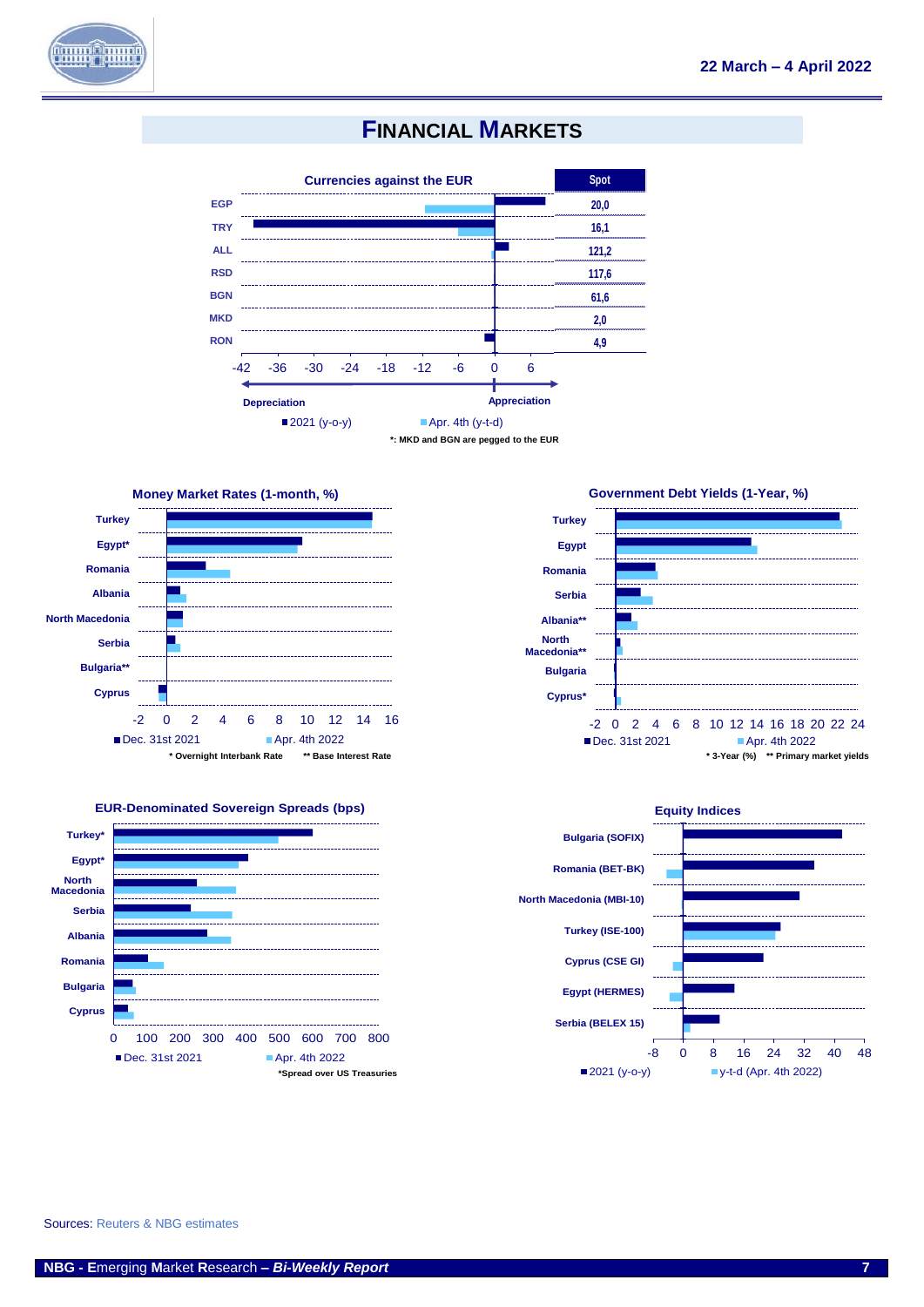# FINANCIAL MARKETS

**Currencies against the EUR**

| | Spot |
|---|---|
| EGP | 20,0 |
| TRY | 16,1 |
| ALL | 121,2 |
| RSD | 117,6 |
| BGN | 61,6 |
| MKD | 2,0 |
| RON | 4,9 |

-42 -36 -30 -24 -18 -12 -6 0 6

Depreciation ← → Appreciation

■2021 (y-o-y) ■Apr. 4th (y-t-d)

*: MKD and BGN are pegged to the EUR

**Money Market Rates (1-month, %)**

Turkey, Egypt*, Romania, Albania, North Macedonia, Serbia, Bulgaria**, Cyprus

-2 0 2 4 6 8 10 12 14 16

■Dec. 31st 2021 ■Apr. 4th 2022

\* Overnight Interbank Rate ** Base Interest Rate

**Government Debt Yields (1-Year, %)**

Turkey, Egypt, Romania, Serbia, Albania**, North Macedonia**, Bulgaria, Cyprus*

-2 0 2 4 6 8 10 12 14 16 18 20 22 24

■Dec. 31st 2021 ■Apr. 4th 2022

\* 3-Year (%) ** Primary market yields

**EUR-Denominated Sovereign Spreads (bps)**

Turkey*, Egypt*, North Macedonia, Serbia, Albania, Romania, Bulgaria, Cyprus

0 100 200 300 400 500 600 700 800

■Dec. 31st 2021 ■Apr. 4th 2022

\*Spread over US Treasuries

**Equity Indices**

Bulgaria (SOFIX), Romania (BET-BK), North Macedonia (MBI-10), Turkey (ISE-100), Cyprus (CSE GI), Egypt (HERMES), Serbia (BELEX 15)

-8 0 8 16 24 32 40 48

■2021 (y-o-y) ■y-t-d (Apr. 4th 2022)

Sources: Reuters & NBG estimates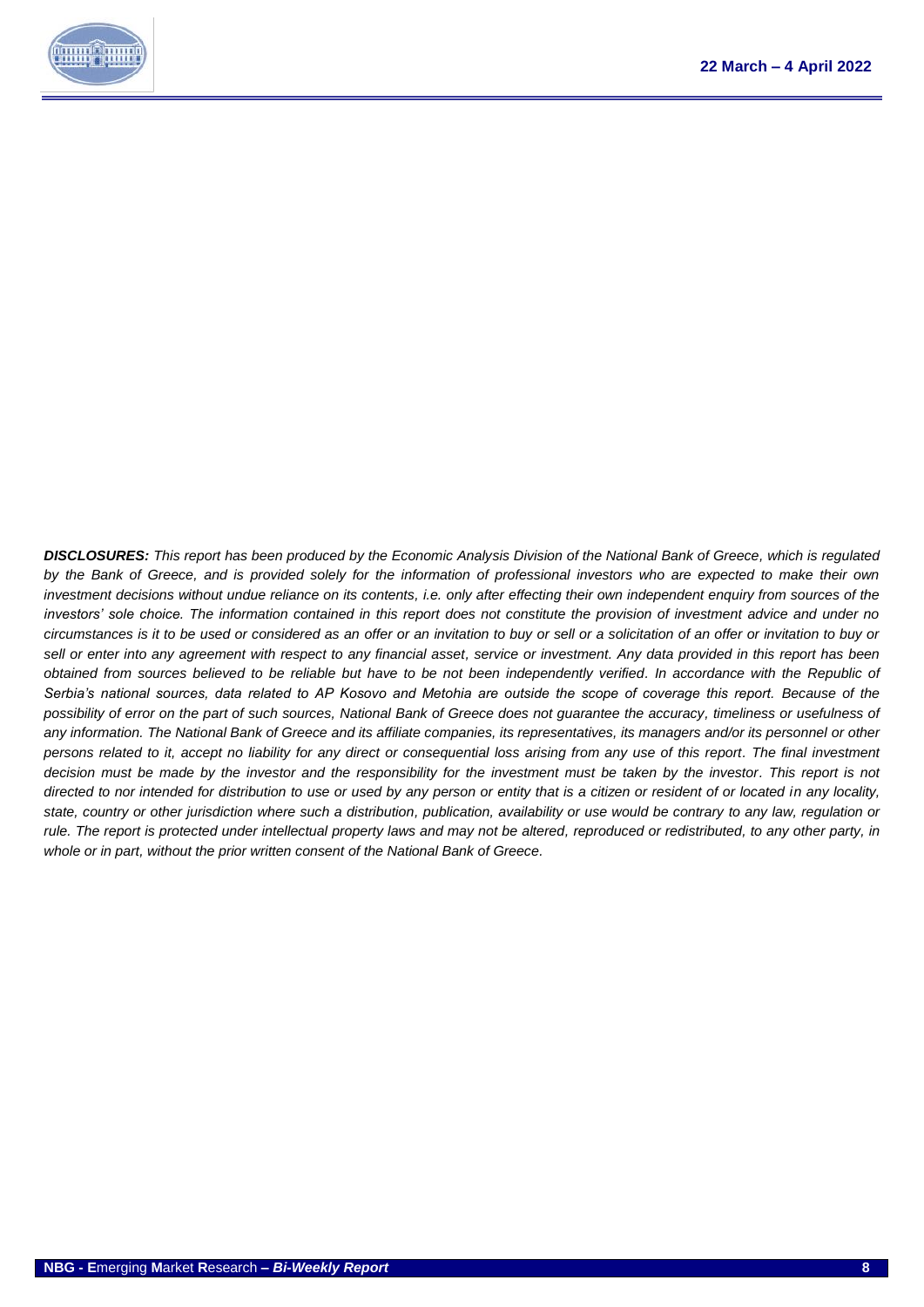***DISCLOSURES:*** *This report has been produced by the Economic Analysis Division of the National Bank of Greece, which is regulated by the Bank of Greece, and is provided solely for the information of professional investors who are expected to make their own investment decisions without undue reliance on its contents, i.e. only after effecting their own independent enquiry from sources of the investors' sole choice. The information contained in this report does not constitute the provision of investment advice and under no circumstances is it to be used or considered as an offer or an invitation to buy or sell or a solicitation of an offer or invitation to buy or sell or enter into any agreement with respect to any financial asset, service or investment. Any data provided in this report has been obtained from sources believed to be reliable but have to be not been independently verified. In accordance with the Republic of Serbia's national sources, data related to AP Kosovo and Metohia are outside the scope of coverage this report. Because of the possibility of error on the part of such sources, National Bank of Greece does not guarantee the accuracy, timeliness or usefulness of any information. The National Bank of Greece and its affiliate companies, its representatives, its managers and/or its personnel or other persons related to it, accept no liability for any direct or consequential loss arising from any use of this report. The final investment decision must be made by the investor and the responsibility for the investment must be taken by the investor. This report is not directed to nor intended for distribution to use or used by any person or entity that is a citizen or resident of or located in any locality, state, country or other jurisdiction where such a distribution, publication, availability or use would be contrary to any law, regulation or rule. The report is protected under intellectual property laws and may not be altered, reproduced or redistributed, to any other party, in whole or in part, without the prior written consent of the National Bank of Greece.*